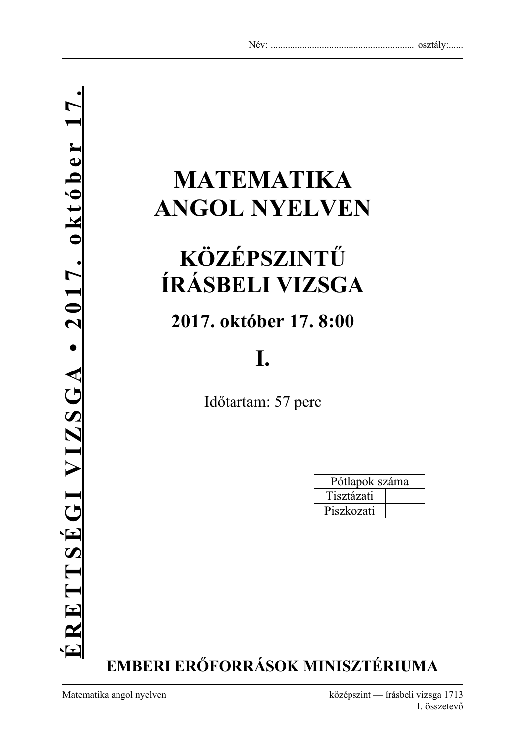Név: ........................................................... osztály:......

**ÉRETTSÉGI VIZSGA • 2017. október 17.**

# MATEMATIKA ANGOL NYELVEN

# KÖZÉPSZINTŰ ÍRÁSBELI VIZSGA

## 2017. október 17. 8:00

## I.

Időtartam: 57 perc

| Pótlapok száma | |
|---|---|
| Tisztázati | |
| Piszkozati | |

**EMBERI ERŐFORRÁSOK MINISZTÉRIUMA**

Matematika angol nyelven — középszint — írásbeli vizsga 1713
I. összetevő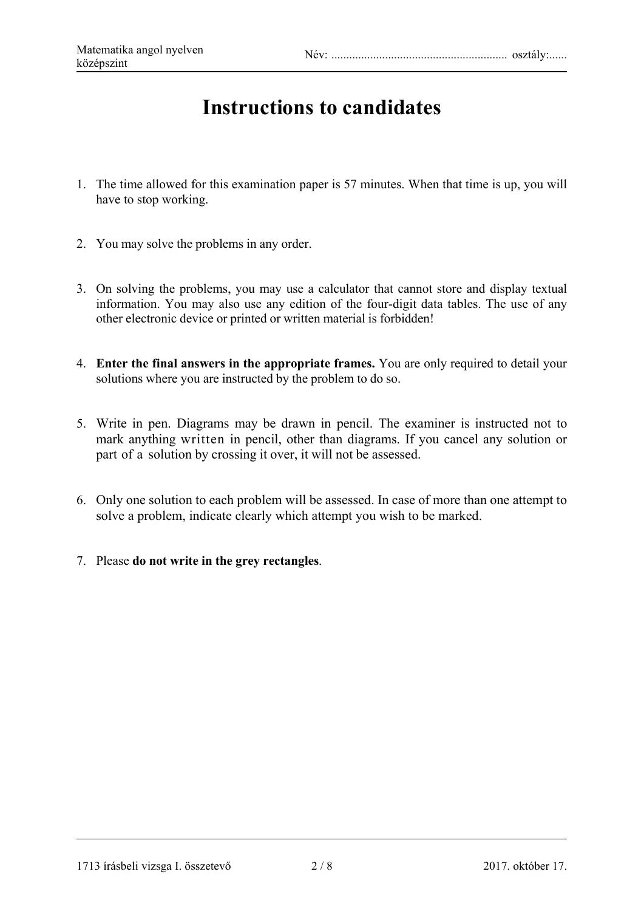# Instructions to candidates

1. The time allowed for this examination paper is 57 minutes. When that time is up, you will have to stop working.

2. You may solve the problems in any order.

3. On solving the problems, you may use a calculator that cannot store and display textual information. You may also use any edition of the four-digit data tables. The use of any other electronic device or printed or written material is forbidden!

4. **Enter the final answers in the appropriate frames.** You are only required to detail your solutions where you are instructed by the problem to do so.

5. Write in pen. Diagrams may be drawn in pencil. The examiner is instructed not to mark anything written in pencil, other than diagrams. If you cancel any solution or part of a solution by crossing it over, it will not be assessed.

6. Only one solution to each problem will be assessed. In case of more than one attempt to solve a problem, indicate clearly which attempt you wish to be marked.

7. Please **do not write in the grey rectangles**.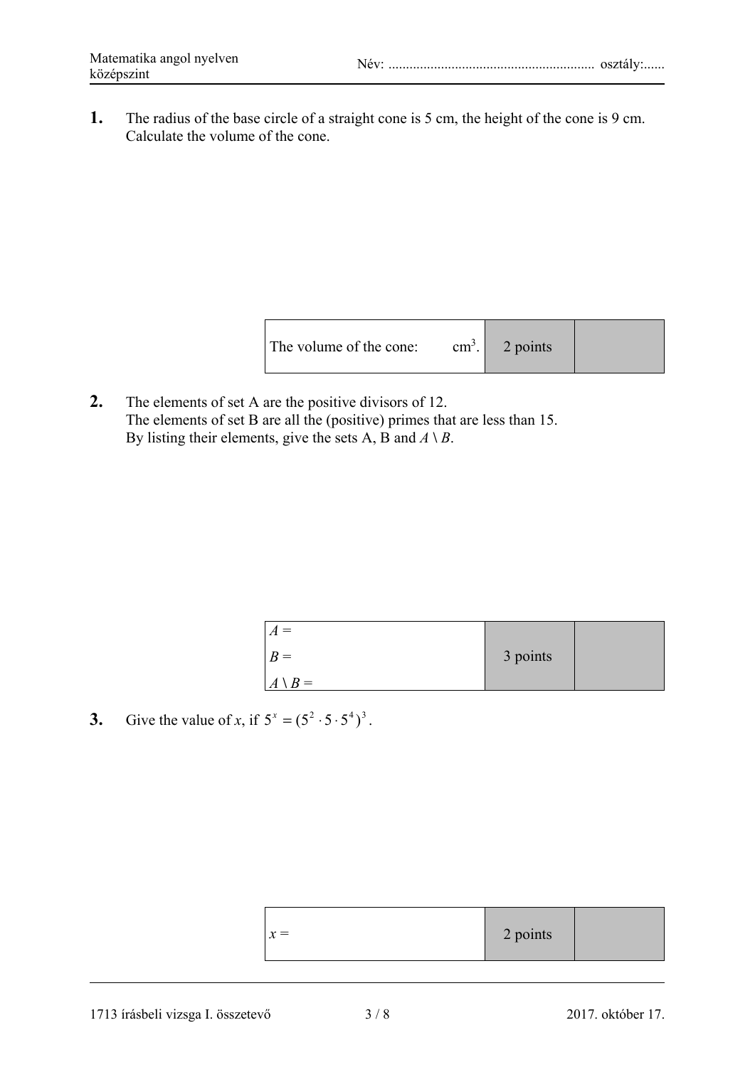**1.** The radius of the base circle of a straight cone is 5 cm, the height of the cone is 9 cm. Calculate the volume of the cone.

| The volume of the cone: $\quad$ cm$^3$. | 2 points | |
|---|---|---|

**2.** The elements of set A are the positive divisors of 12.
The elements of set B are all the (positive) primes that are less than 15.
By listing their elements, give the sets A, B and $A \setminus B$.

| $A =$ <br> $B =$ <br> $A \setminus B =$ | 3 points | |
|---|---|---|

**3.** Give the value of $x$, if $5^x = (5^2 \cdot 5 \cdot 5^4)^3$.

| $x =$ | 2 points | |
|---|---|---|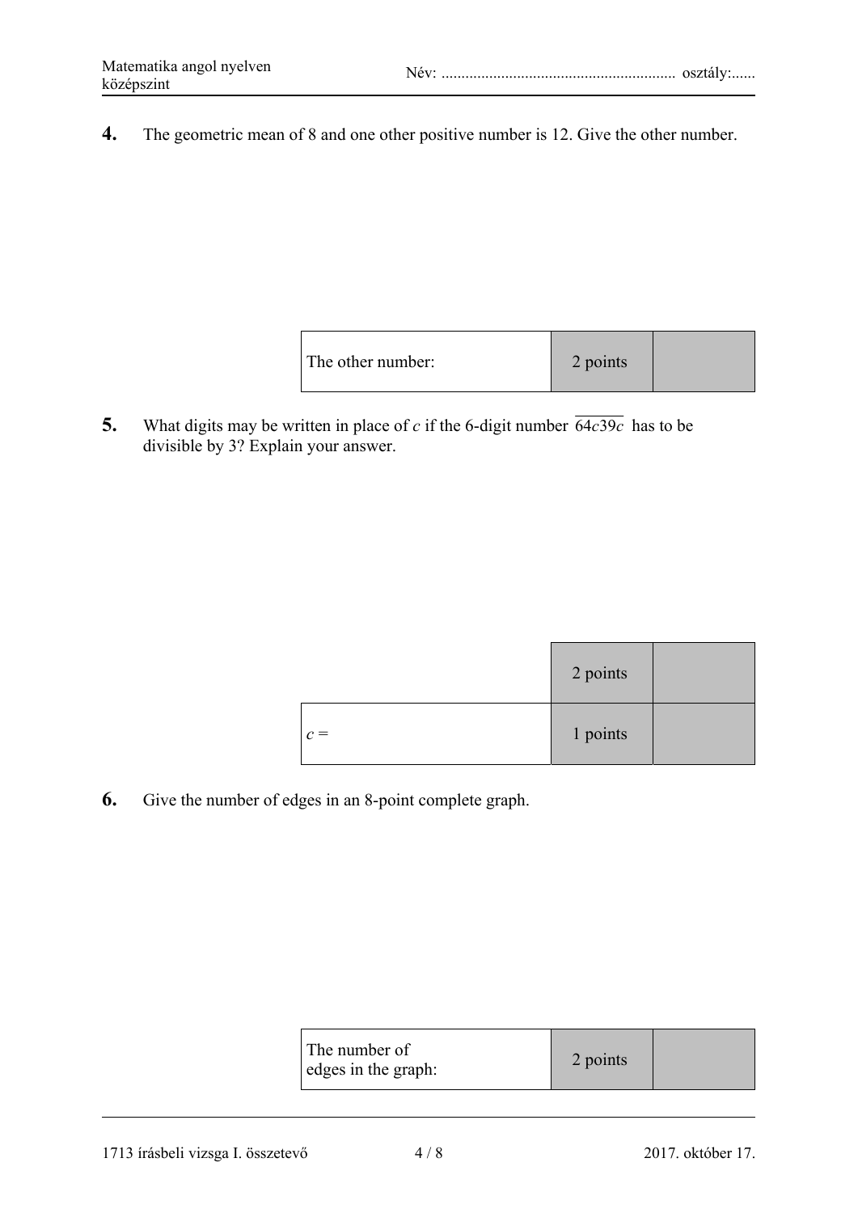**4.** The geometric mean of 8 and one other positive number is 12. Give the other number.

| The other number: | 2 points | |
|---|---|---|

**5.** What digits may be written in place of $c$ if the 6-digit number $\overline{64c39c}$ has to be divisible by 3? Explain your answer.

| | 2 points | |
|---|---|---|
| $c =$ | 1 points | |

**6.** Give the number of edges in an 8-point complete graph.

| The number of edges in the graph: | 2 points | |
|---|---|---|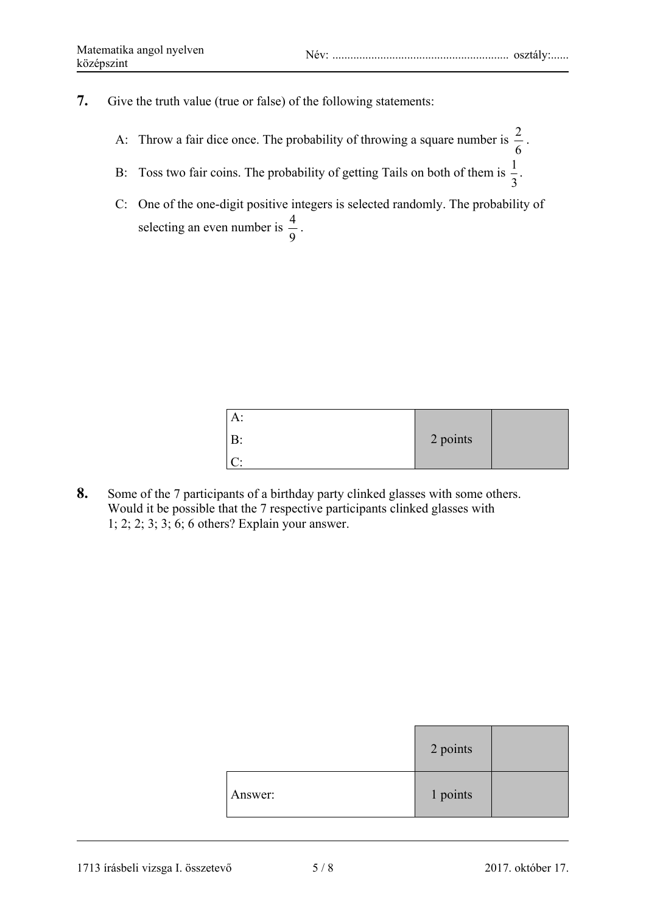**7.** Give the truth value (true or false) of the following statements:

A: Throw a fair dice once. The probability of throwing a square number is $\frac{2}{6}$.

B: Toss two fair coins. The probability of getting Tails on both of them is $\frac{1}{3}$.

C: One of the one-digit positive integers is selected randomly. The probability of selecting an even number is $\frac{4}{9}$.

| | | |
|---|---|---|
| A:<br>B:<br>C: | 2 points | |

**8.** Some of the 7 participants of a birthday party clinked glasses with some others. Would it be possible that the 7 respective participants clinked glasses with 1; 2; 2; 3; 3; 6; 6 others? Explain your answer.

| | | |
|---|---|---|
| | 2 points | |
| Answer: | 1 points | |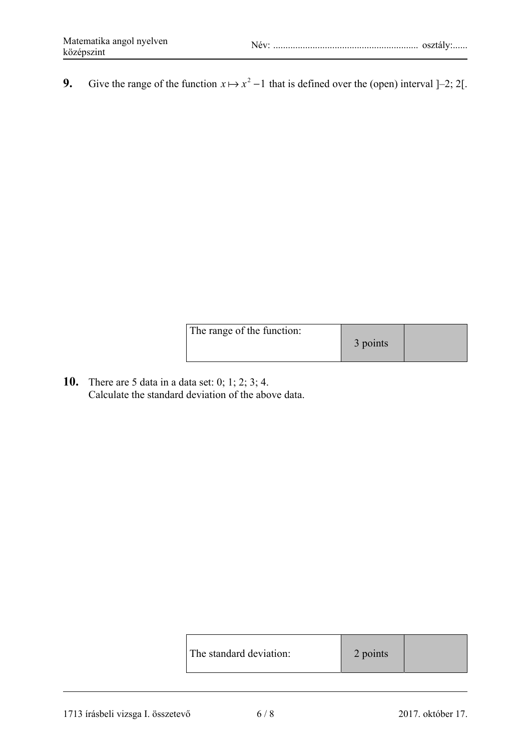**9.** Give the range of the function $x \mapsto x^2 - 1$ that is defined over the (open) interval ]–2; 2[.

| The range of the function: | 3 points | |
|---|---|---|

**10.** There are 5 data in a data set: 0; 1; 2; 3; 4.
Calculate the standard deviation of the above data.

| The standard deviation: | 2 points | |
|---|---|---|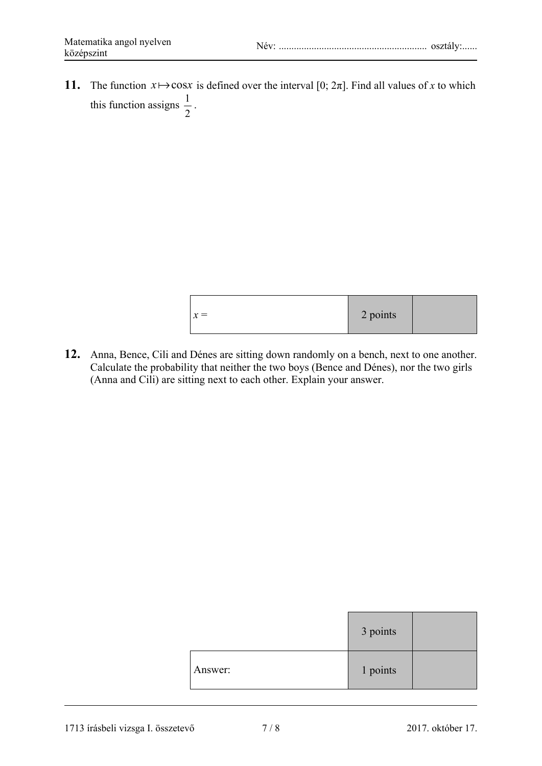**11.** The function $x \mapsto \cos x$ is defined over the interval $[0; 2\pi]$. Find all values of $x$ to which this function assigns $\frac{1}{2}$.

| $x =$ | 2 points | |
|---|---|---|

**12.** Anna, Bence, Cili and Dénes are sitting down randomly on a bench, next to one another. Calculate the probability that neither the two boys (Bence and Dénes), nor the two girls (Anna and Cili) are sitting next to each other. Explain your answer.

| | 3 points | |
|---|---|---|
| Answer: | 1 points | |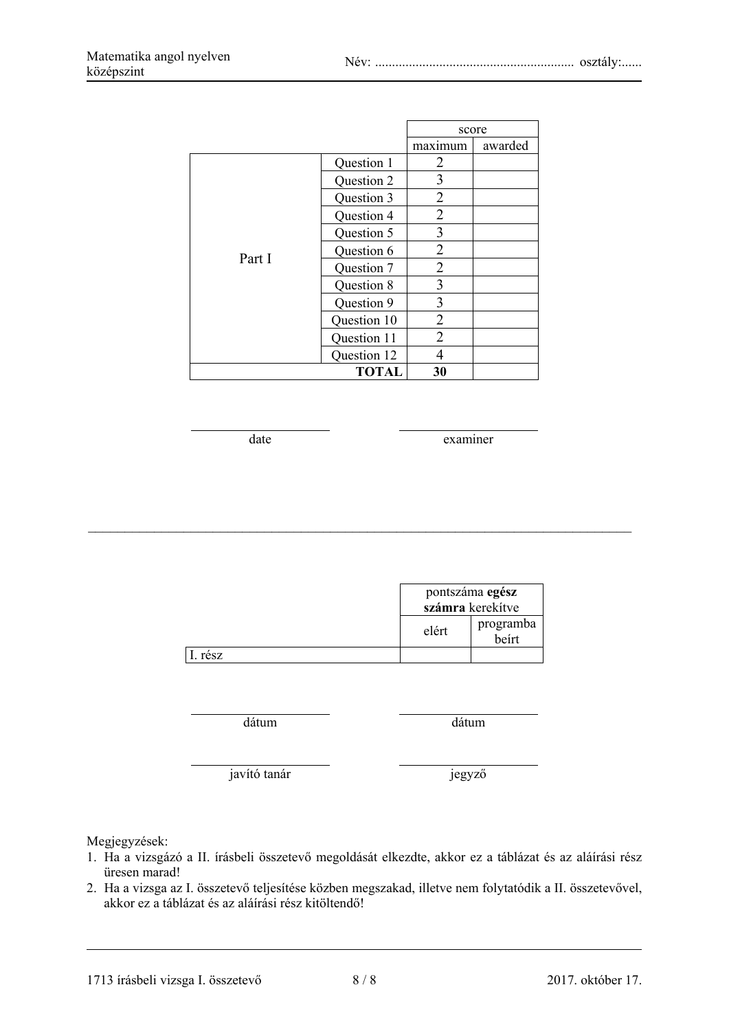| | | score | |
|---|---|---|---|
| | | maximum | awarded |
| Part I | Question 1 | 2 | |
| | Question 2 | 3 | |
| | Question 3 | 2 | |
| | Question 4 | 2 | |
| | Question 5 | 3 | |
| | Question 6 | 2 | |
| | Question 7 | 2 | |
| | Question 8 | 3 | |
| | Question 9 | 3 | |
| | Question 10 | 2 | |
| | Question 11 | 2 | |
| | Question 12 | 4 | |
| | **TOTAL** | **30** | |

______________________ date

______________________ examiner

---

| | pontszáma **egész számra** kerekítve | |
|---|---|---|
| | elért | programba beírt |
| I. rész | | |

______________________ dátum

______________________ dátum

______________________ javító tanár

______________________ jegyző

Megjegyzések:

1. Ha a vizsgázó a II. írásbeli összetevő megoldását elkezdte, akkor ez a táblázat és az aláírási rész üresen marad!
2. Ha a vizsga az I. összetevő teljesítése közben megszakad, illetve nem folytatódik a II. összetevővel, akkor ez a táblázat és az aláírási rész kitöltendő!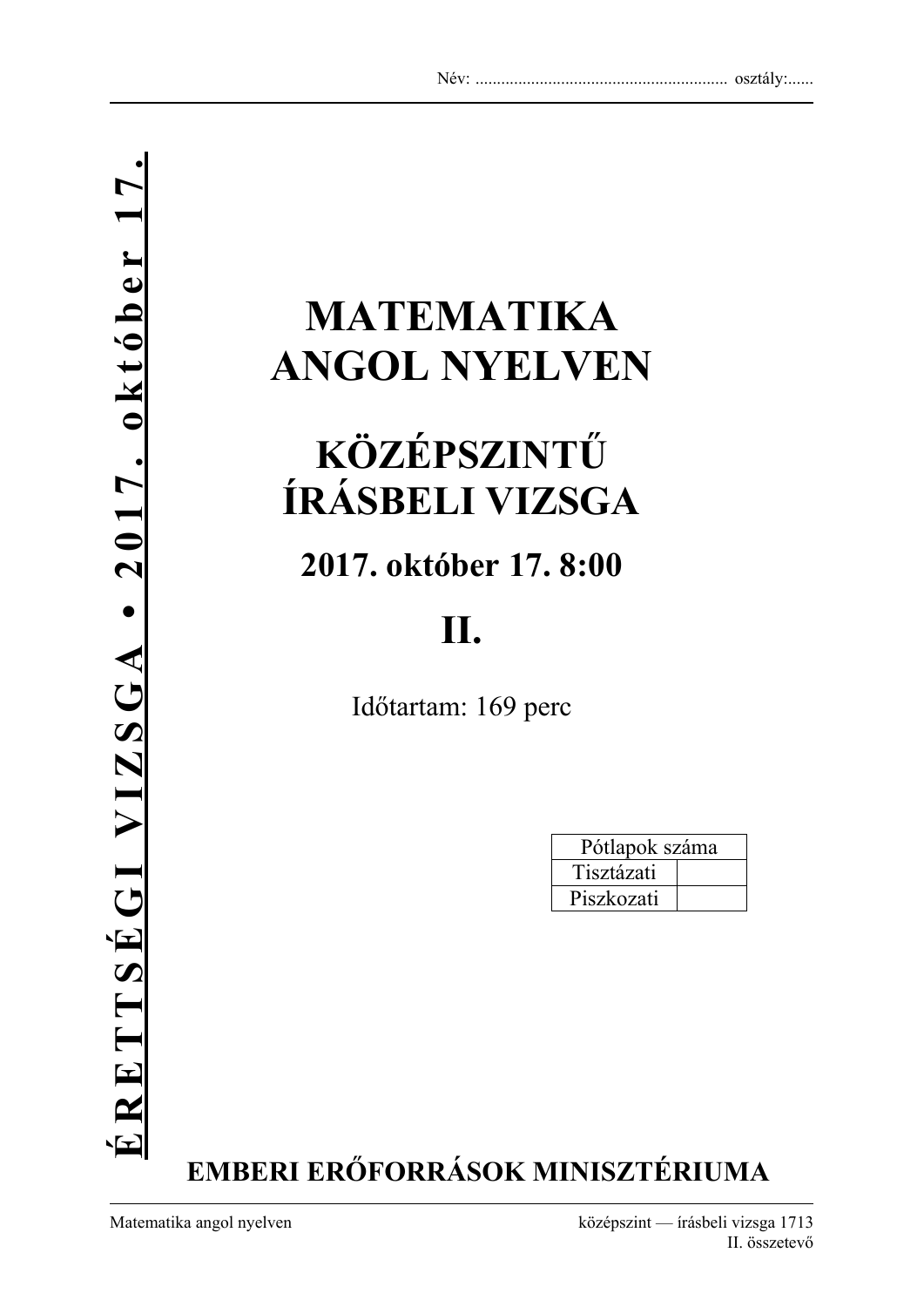Név: ........................................................ osztály:......

**ÉRETTSÉGI VIZSGA • 2017. október 17.**

# MATEMATIKA ANGOL NYELVEN

# KÖZÉPSZINTŰ ÍRÁSBELI VIZSGA

## 2017. október 17. 8:00

# II.

Időtartam: 169 perc

| Pótlapok száma | |
|---|---|
| Tisztázati | |
| Piszkozati | |

**EMBERI ERŐFORRÁSOK MINISZTÉRIUMA**

Matematika angol nyelven — középszint — írásbeli vizsga 1713

II. összetevő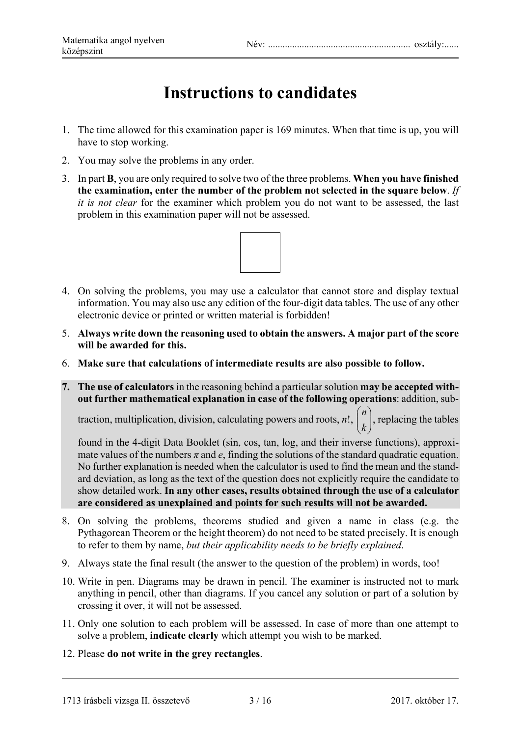# Instructions to candidates

1. The time allowed for this examination paper is 169 minutes. When that time is up, you will have to stop working.
2. You may solve the problems in any order.
3. In part **B**, you are only required to solve two of the three problems. **When you have finished the examination, enter the number of the problem not selected in the square below**. *If it is not clear* for the examiner which problem you do not want to be assessed, the last problem in this examination paper will not be assessed.

4. On solving the problems, you may use a calculator that cannot store and display textual information. You may also use any edition of the four-digit data tables. The use of any other electronic device or printed or written material is forbidden!
5. **Always write down the reasoning used to obtain the answers. A major part of the score will be awarded for this.**
6. **Make sure that calculations of intermediate results are also possible to follow.**
7. **The use of calculators** in the reasoning behind a particular solution **may be accepted without further mathematical explanation in case of the following operations**: addition, subtraction, multiplication, division, calculating powers and roots, $n!$, $\binom{n}{k}$, replacing the tables found in the 4-digit Data Booklet (sin, cos, tan, log, and their inverse functions), approximate values of the numbers $\pi$ and $e$, finding the solutions of the standard quadratic equation. No further explanation is needed when the calculator is used to find the mean and the standard deviation, as long as the text of the question does not explicitly require the candidate to show detailed work. **In any other cases, results obtained through the use of a calculator are considered as unexplained and points for such results will not be awarded.**
8. On solving the problems, theorems studied and given a name in class (e.g. the Pythagorean Theorem or the height theorem) do not need to be stated precisely. It is enough to refer to them by name, *but their applicability needs to be briefly explained*.
9. Always state the final result (the answer to the question of the problem) in words, too!
10. Write in pen. Diagrams may be drawn in pencil. The examiner is instructed not to mark anything in pencil, other than diagrams. If you cancel any solution or part of a solution by crossing it over, it will not be assessed.
11. Only one solution to each problem will be assessed. In case of more than one attempt to solve a problem, **indicate clearly** which attempt you wish to be marked.
12. Please **do not write in the grey rectangles**.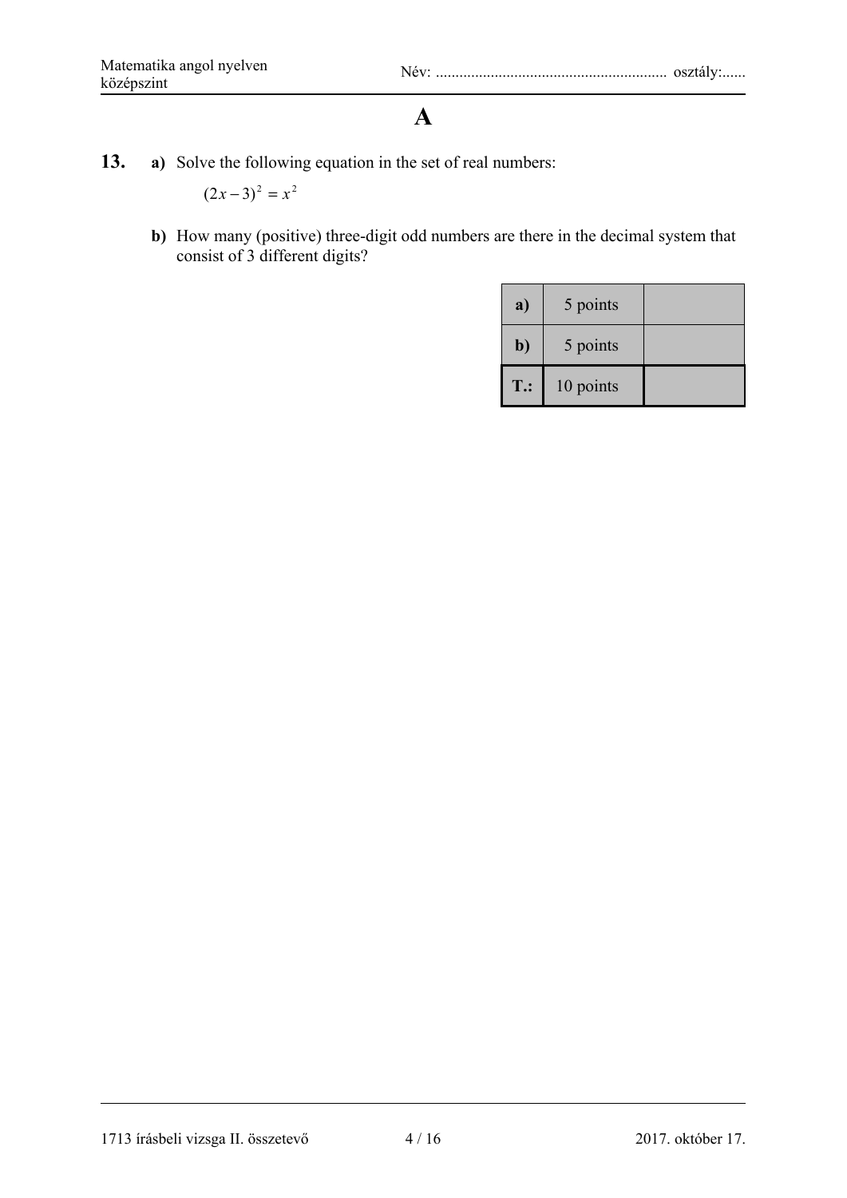# A

**13.** **a)** Solve the following equation in the set of real numbers:

$$(2x-3)^2 = x^2$$

**b)** How many (positive) three-digit odd numbers are there in the decimal system that consist of 3 different digits?

| | | |
|---|---|---|
| **a)** | 5 points | |
| **b)** | 5 points | |
| **T.:** | 10 points | |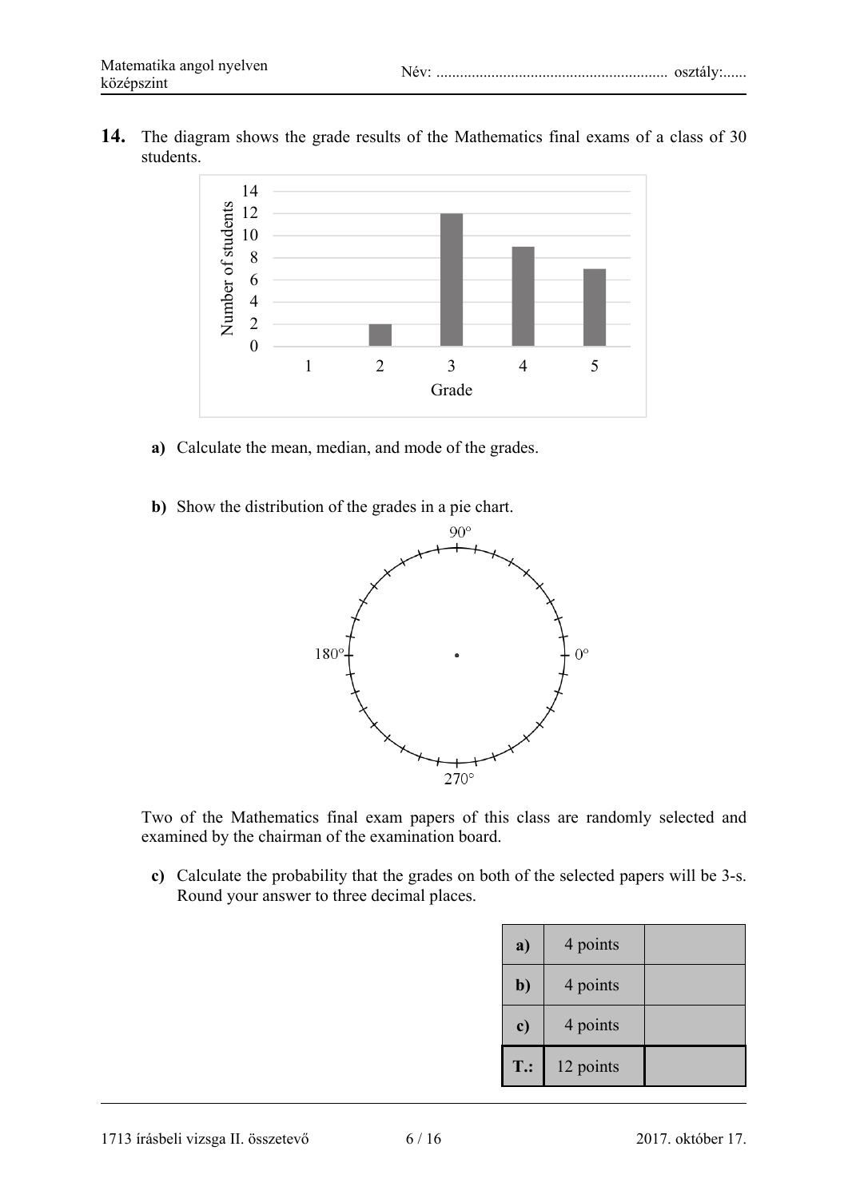**14.** The diagram shows the grade results of the Mathematics final exams of a class of 30 students.

**a)** Calculate the mean, median, and mode of the grades.

**b)** Show the distribution of the grades in a pie chart.

Two of the Mathematics final exam papers of this class are randomly selected and examined by the chairman of the examination board.

**c)** Calculate the probability that the grades on both of the selected papers will be 3-s. Round your answer to three decimal places.

| | | |
|---|---|---|
| **a)** | 4 points | |
| **b)** | 4 points | |
| **c)** | 4 points | |
| **T.:** | 12 points | |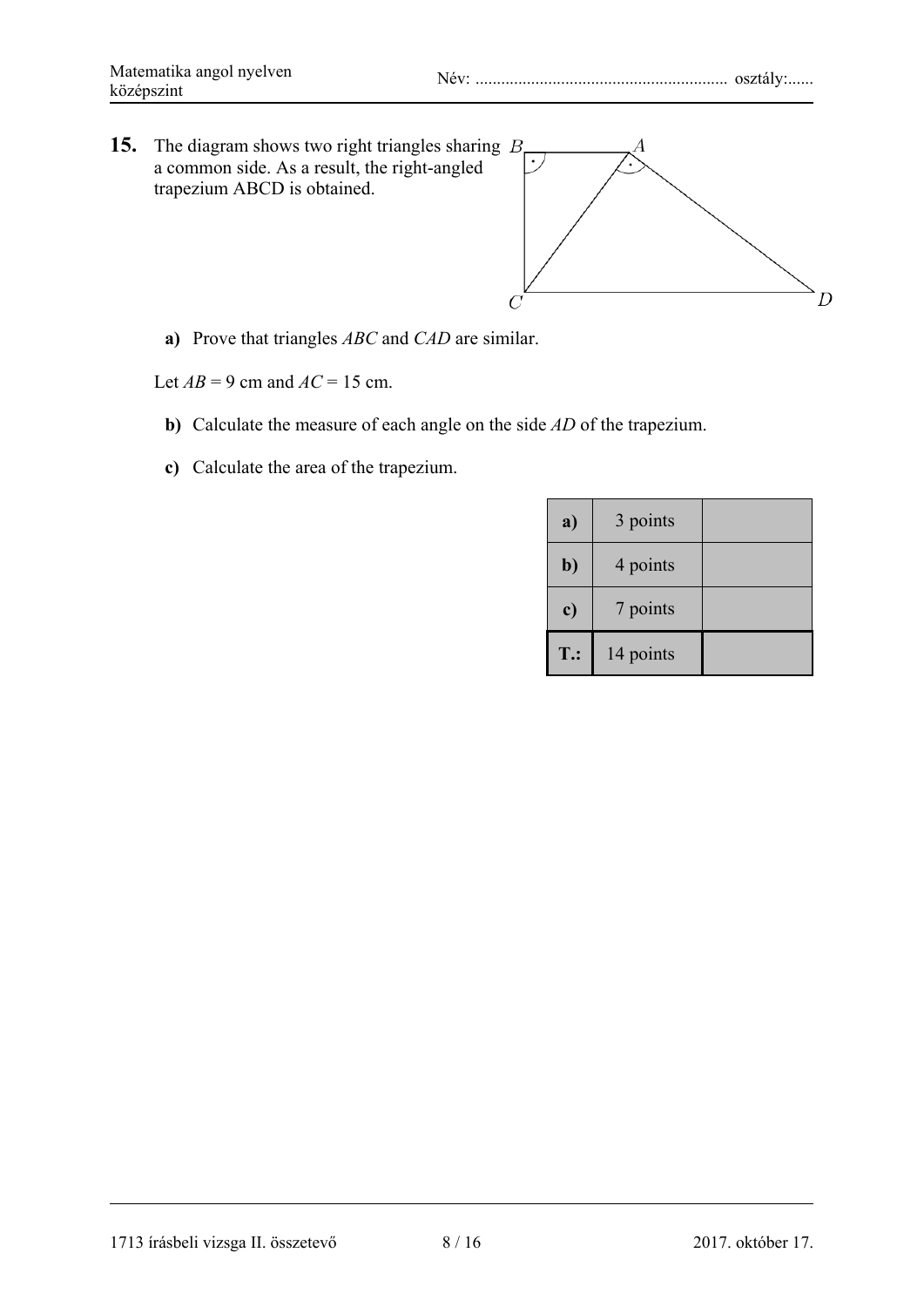**15.** The diagram shows two right triangles sharing a common side. As a result, the right-angled trapezium ABCD is obtained.

**a)** Prove that triangles *ABC* and *CAD* are similar.

Let $AB = 9$ cm and $AC = 15$ cm.

**b)** Calculate the measure of each angle on the side *AD* of the trapezium.

**c)** Calculate the area of the trapezium.

| | | |
|---|---|---|
| **a)** | 3 points | |
| **b)** | 4 points | |
| **c)** | 7 points | |
| **T.:** | 14 points | |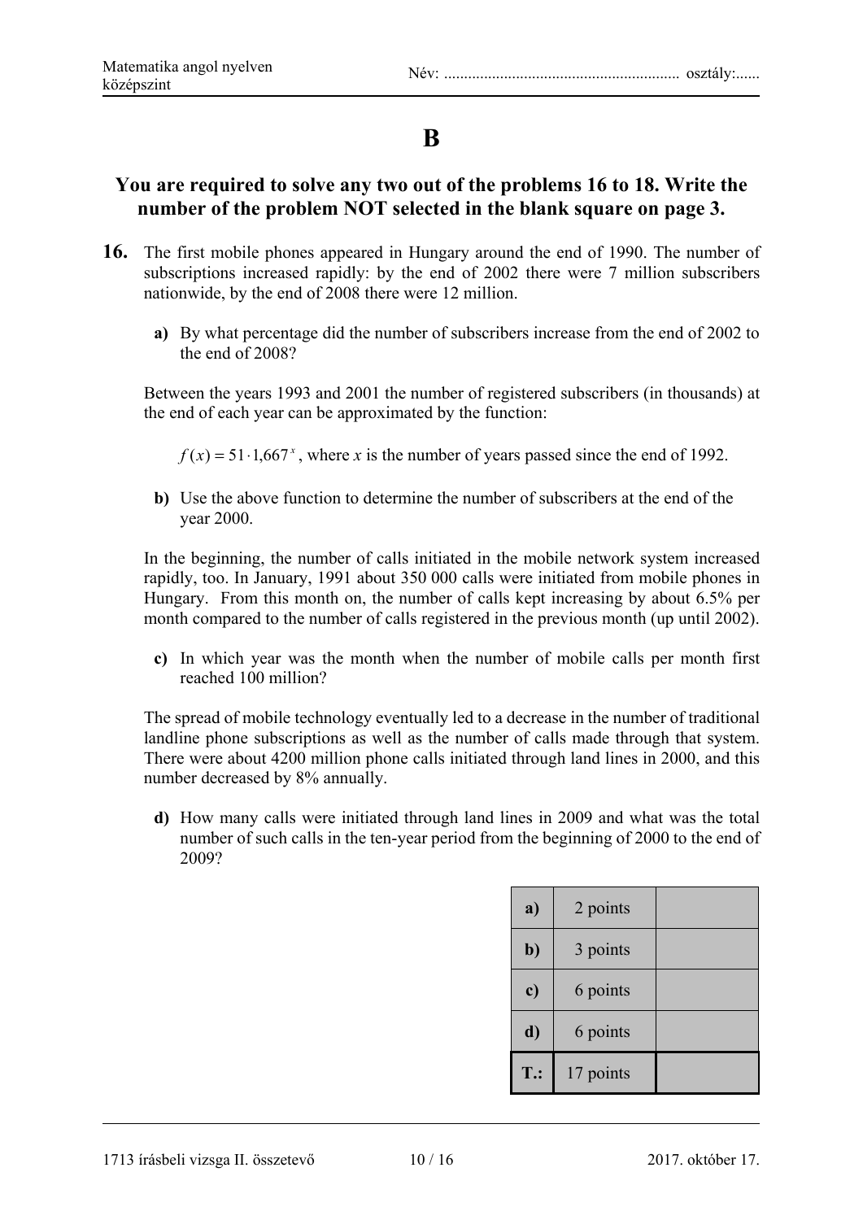# B

## You are required to solve any two out of the problems 16 to 18. Write the number of the problem NOT selected in the blank square on page 3.

**16.** The first mobile phones appeared in Hungary around the end of 1990. The number of subscriptions increased rapidly: by the end of 2002 there were 7 million subscribers nationwide, by the end of 2008 there were 12 million.

**a)** By what percentage did the number of subscribers increase from the end of 2002 to the end of 2008?

Between the years 1993 and 2001 the number of registered subscribers (in thousands) at the end of each year can be approximated by the function:

$f(x) = 51 \cdot 1{,}667^{x}$, where $x$ is the number of years passed since the end of 1992.

**b)** Use the above function to determine the number of subscribers at the end of the year 2000.

In the beginning, the number of calls initiated in the mobile network system increased rapidly, too. In January, 1991 about 350 000 calls were initiated from mobile phones in Hungary. From this month on, the number of calls kept increasing by about 6.5% per month compared to the number of calls registered in the previous month (up until 2002).

**c)** In which year was the month when the number of mobile calls per month first reached 100 million?

The spread of mobile technology eventually led to a decrease in the number of traditional landline phone subscriptions as well as the number of calls made through that system. There were about 4200 million phone calls initiated through land lines in 2000, and this number decreased by 8% annually.

**d)** How many calls were initiated through land lines in 2009 and what was the total number of such calls in the ten-year period from the beginning of 2000 to the end of 2009?

| | | |
|---|---|---|
| **a)** | 2 points | |
| **b)** | 3 points | |
| **c)** | 6 points | |
| **d)** | 6 points | |
| **T.:** | 17 points | |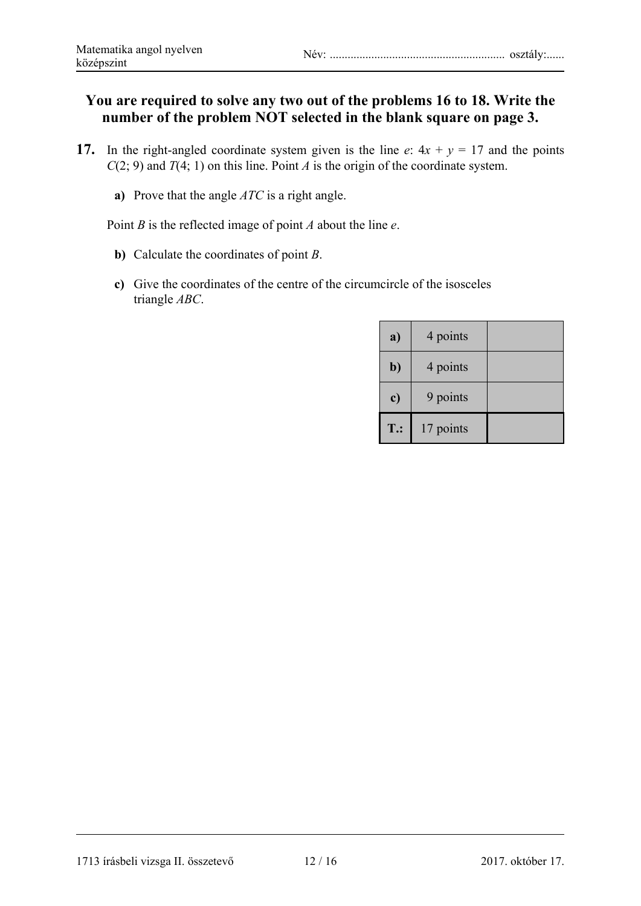**You are required to solve any two out of the problems 16 to 18. Write the number of the problem NOT selected in the blank square on page 3.**

**17.** In the right-angled coordinate system given is the line $e$: $4x + y = 17$ and the points $C(2; 9)$ and $T(4; 1)$ on this line. Point $A$ is the origin of the coordinate system.

**a)** Prove that the angle $ATC$ is a right angle.

Point $B$ is the reflected image of point $A$ about the line $e$.

**b)** Calculate the coordinates of point $B$.

**c)** Give the coordinates of the centre of the circumcircle of the isosceles triangle $ABC$.

| | | |
|---|---|---|
| **a)** | 4 points | |
| **b)** | 4 points | |
| **c)** | 9 points | |
| **T.:** | 17 points | |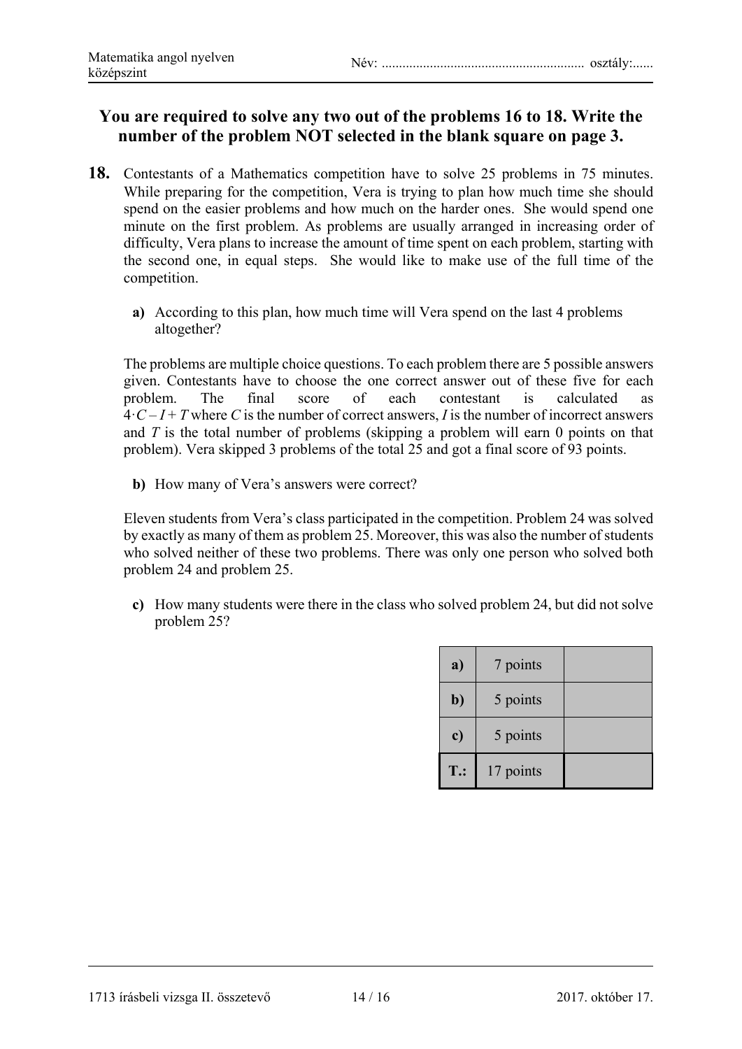**You are required to solve any two out of the problems 16 to 18. Write the number of the problem NOT selected in the blank square on page 3.**

**18.** Contestants of a Mathematics competition have to solve 25 problems in 75 minutes. While preparing for the competition, Vera is trying to plan how much time she should spend on the easier problems and how much on the harder ones. She would spend one minute on the first problem. As problems are usually arranged in increasing order of difficulty, Vera plans to increase the amount of time spent on each problem, starting with the second one, in equal steps. She would like to make use of the full time of the competition.

**a)** According to this plan, how much time will Vera spend on the last 4 problems altogether?

The problems are multiple choice questions. To each problem there are 5 possible answers given. Contestants have to choose the one correct answer out of these five for each problem. The final score of each contestant is calculated as $4 \cdot C - I + T$ where $C$ is the number of correct answers, $I$ is the number of incorrect answers and $T$ is the total number of problems (skipping a problem will earn 0 points on that problem). Vera skipped 3 problems of the total 25 and got a final score of 93 points.

**b)** How many of Vera's answers were correct?

Eleven students from Vera's class participated in the competition. Problem 24 was solved by exactly as many of them as problem 25. Moreover, this was also the number of students who solved neither of these two problems. There was only one person who solved both problem 24 and problem 25.

**c)** How many students were there in the class who solved problem 24, but did not solve problem 25?

| | | |
|---|---|---|
| **a)** | 7 points | |
| **b)** | 5 points | |
| **c)** | 5 points | |
| **T.:** | 17 points | |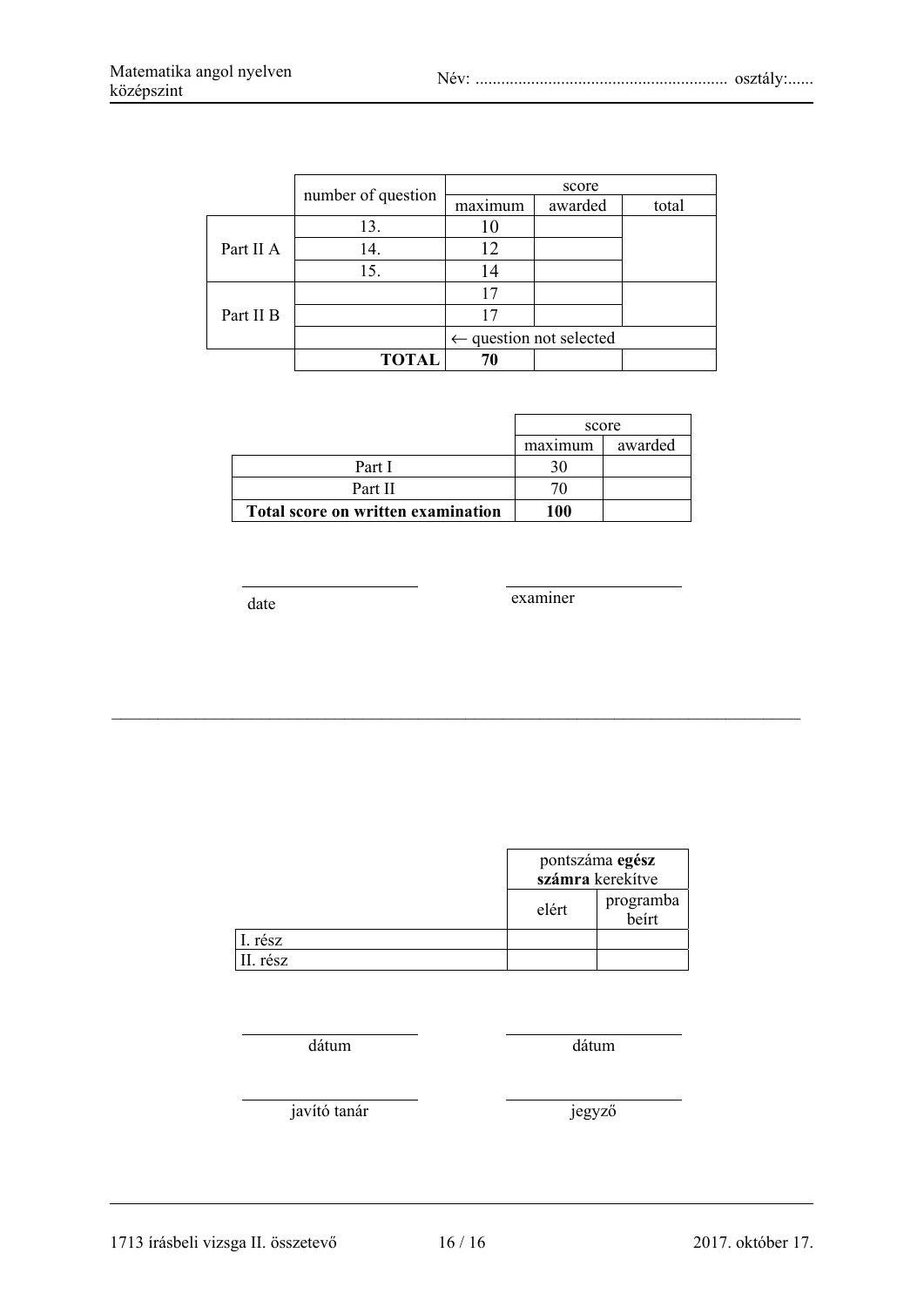| | number of question | score | | |
|---|---|---|---|---|
| | | maximum | awarded | total |
| Part II A | 13. | 10 | | |
| | 14. | 12 | | |
| | 15. | 14 | | |
| Part II B | | 17 | | |
| | | 17 | | |
| | | ← question not selected | | |
| | **TOTAL** | **70** | | |

| | score | |
|---|---|---|
| | maximum | awarded |
| Part I | 30 | |
| Part II | 70 | |
| **Total score on written examination** | **100** | |

date

examiner

| | pontszáma **egész számra** kerekítve | |
|---|---|---|
| | elért | programba beírt |
| I. rész | | |
| II. rész | | |

dátum

dátum

javító tanár

jegyző